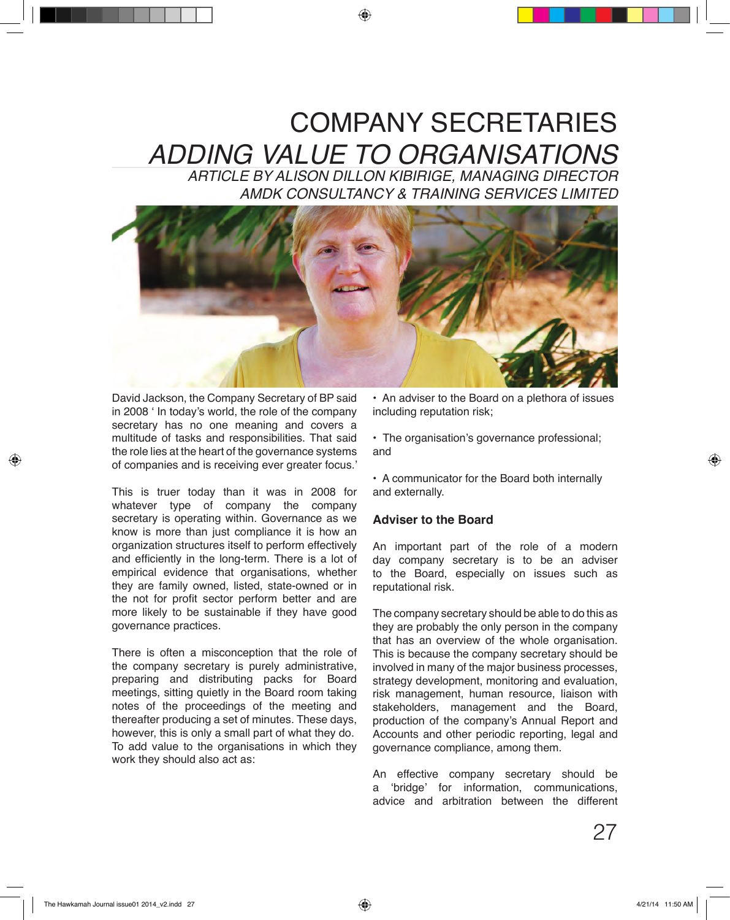# COMPANY SECRETARIES
# *ADDING VALUE TO ORGANISATIONS*

*ARTICLE BY ALISON DILLON KIBIRIGE, MANAGING DIRECTOR AMDK CONSULTANCY & TRAINING SERVICES LIMITED*

David Jackson, the Company Secretary of BP said in 2008 ' In today's world, the role of the company secretary has no one meaning and covers a multitude of tasks and responsibilities. That said the role lies at the heart of the governance systems of companies and is receiving ever greater focus.'

This is truer today than it was in 2008 for whatever type of company the company secretary is operating within. Governance as we know is more than just compliance it is how an organization structures itself to perform effectively and efficiently in the long-term. There is a lot of empirical evidence that organisations, whether they are family owned, listed, state-owned or in the not for profit sector perform better and are more likely to be sustainable if they have good governance practices.

There is often a misconception that the role of the company secretary is purely administrative, preparing and distributing packs for Board meetings, sitting quietly in the Board room taking notes of the proceedings of the meeting and thereafter producing a set of minutes. These days, however, this is only a small part of what they do. To add value to the organisations in which they work they should also act as:

- An adviser to the Board on a plethora of issues including reputation risk;
- The organisation's governance professional; and
- A communicator for the Board both internally and externally.

### Adviser to the Board

An important part of the role of a modern day company secretary is to be an adviser to the Board, especially on issues such as reputational risk.

The company secretary should be able to do this as they are probably the only person in the company that has an overview of the whole organisation. This is because the company secretary should be involved in many of the major business processes, strategy development, monitoring and evaluation, risk management, human resource, liaison with stakeholders, management and the Board, production of the company's Annual Report and Accounts and other periodic reporting, legal and governance compliance, among them.

An effective company secretary should be a 'bridge' for information, communications, advice and arbitration between the different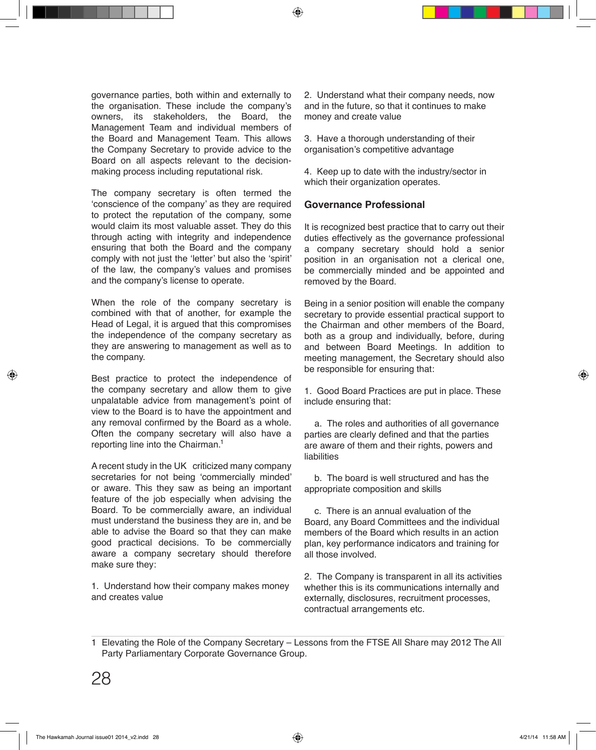governance parties, both within and externally to the organisation. These include the company's owners, its stakeholders, the Board, the Management Team and individual members of the Board and Management Team. This allows the Company Secretary to provide advice to the Board on all aspects relevant to the decision-making process including reputational risk.

The company secretary is often termed the 'conscience of the company' as they are required to protect the reputation of the company, some would claim its most valuable asset. They do this through acting with integrity and independence ensuring that both the Board and the company comply with not just the 'letter' but also the 'spirit' of the law, the company's values and promises and the company's license to operate.

When the role of the company secretary is combined with that of another, for example the Head of Legal, it is argued that this compromises the independence of the company secretary as they are answering to management as well as to the company.

Best practice to protect the independence of the company secretary and allow them to give unpalatable advice from management's point of view to the Board is to have the appointment and any removal confirmed by the Board as a whole. Often the company secretary will also have a reporting line into the Chairman.[1]

A recent study in the UK criticized many company secretaries for not being 'commercially minded' or aware. This they saw as being an important feature of the job especially when advising the Board. To be commercially aware, an individual must understand the business they are in, and be able to advise the Board so that they can make good practical decisions. To be commercially aware a company secretary should therefore make sure they:

1. Understand how their company makes money and creates value

2. Understand what their company needs, now and in the future, so that it continues to make money and create value

3. Have a thorough understanding of their organisation's competitive advantage

4. Keep up to date with the industry/sector in which their organization operates.

## Governance Professional

It is recognized best practice that to carry out their duties effectively as the governance professional a company secretary should hold a senior position in an organisation not a clerical one, be commercially minded and be appointed and removed by the Board.

Being in a senior position will enable the company secretary to provide essential practical support to the Chairman and other members of the Board, both as a group and individually, before, during and between Board Meetings. In addition to meeting management, the Secretary should also be responsible for ensuring that:

1. Good Board Practices are put in place. These include ensuring that:

    a. The roles and authorities of all governance parties are clearly defined and that the parties are aware of them and their rights, powers and liabilities

    b. The board is well structured and has the appropriate composition and skills

    c. There is an annual evaluation of the Board, any Board Committees and the individual members of the Board which results in an action plan, key performance indicators and training for all those involved.

2. The Company is transparent in all its activities whether this is its communications internally and externally, disclosures, recruitment processes, contractual arrangements etc.

---

1 Elevating the Role of the Company Secretary – Lessons from the FTSE All Share may 2012 The All Party Parliamentary Corporate Governance Group.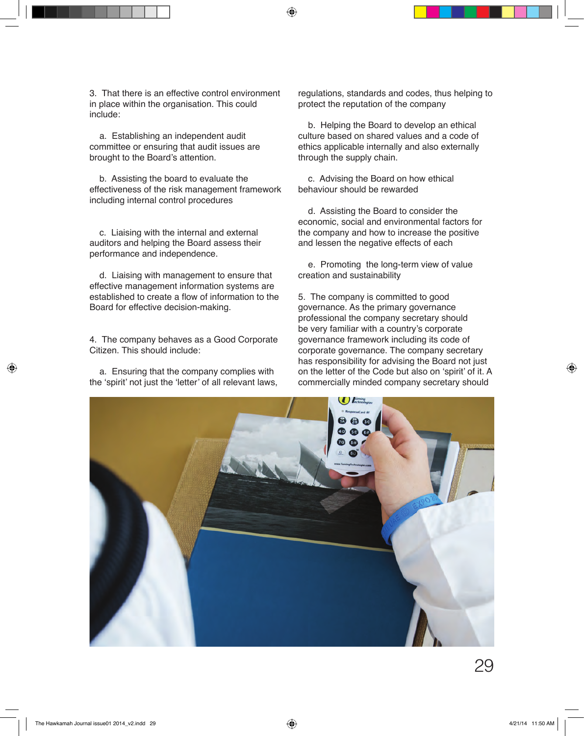3. That there is an effective control environment in place within the organisation. This could include:

a. Establishing an independent audit committee or ensuring that audit issues are brought to the Board's attention.

b. Assisting the board to evaluate the effectiveness of the risk management framework including internal control procedures

c. Liaising with the internal and external auditors and helping the Board assess their performance and independence.

d. Liaising with management to ensure that effective management information systems are established to create a flow of information to the Board for effective decision-making.

4. The company behaves as a Good Corporate Citizen. This should include:

a. Ensuring that the company complies with the 'spirit' not just the 'letter' of all relevant laws, regulations, standards and codes, thus helping to protect the reputation of the company

b. Helping the Board to develop an ethical culture based on shared values and a code of ethics applicable internally and also externally through the supply chain.

c. Advising the Board on how ethical behaviour should be rewarded

d. Assisting the Board to consider the economic, social and environmental factors for the company and how to increase the positive and lessen the negative effects of each

e. Promoting the long-term view of value creation and sustainability

5. The company is committed to good governance. As the primary governance professional the company secretary should be very familiar with a country's corporate governance framework including its code of corporate governance. The company secretary has responsibility for advising the Board not just on the letter of the Code but also on 'spirit' of it. A commercially minded company secretary should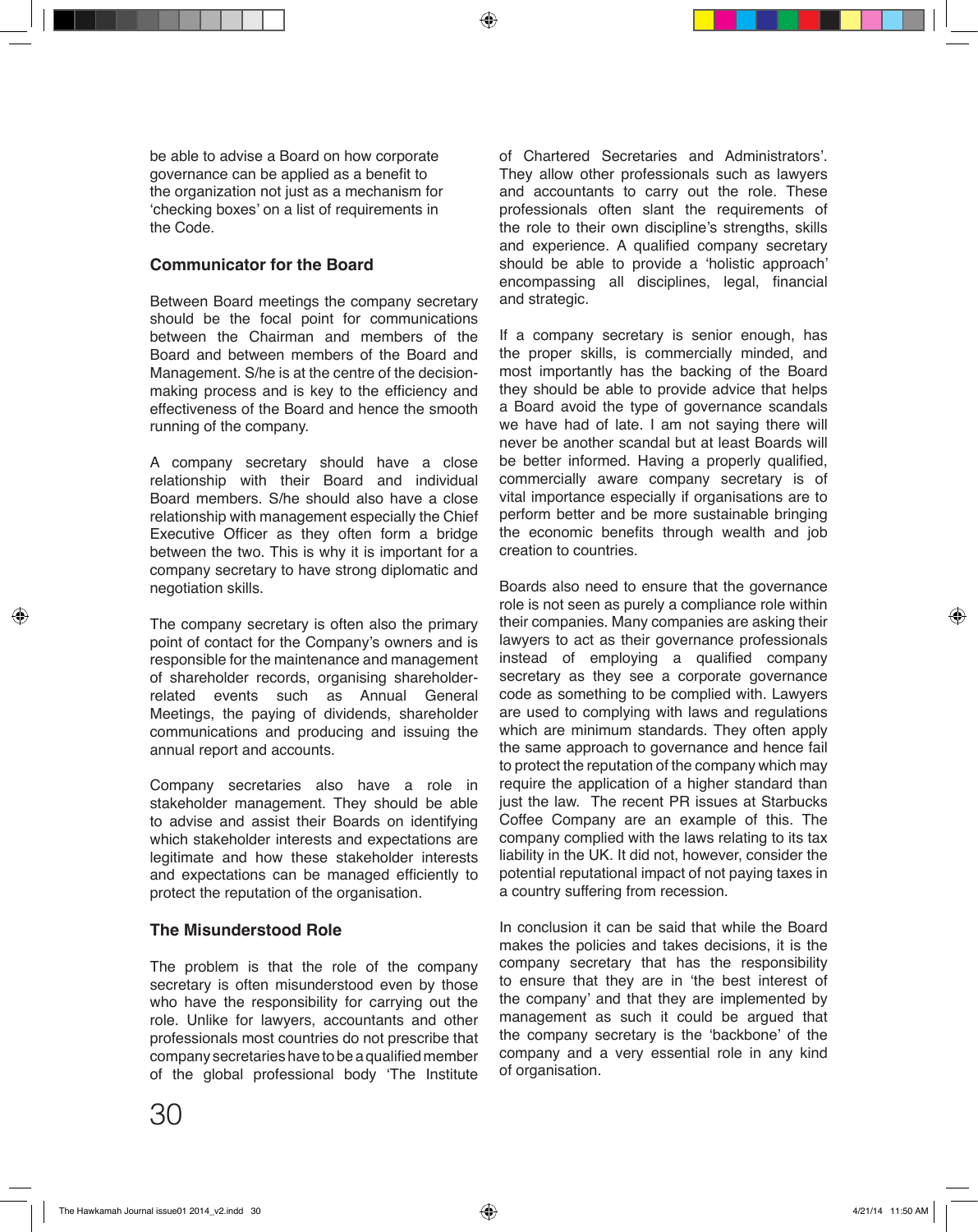be able to advise a Board on how corporate governance can be applied as a benefit to the organization not just as a mechanism for 'checking boxes' on a list of requirements in the Code.

### Communicator for the Board

Between Board meetings the company secretary should be the focal point for communications between the Chairman and members of the Board and between members of the Board and Management. S/he is at the centre of the decision-making process and is key to the efficiency and effectiveness of the Board and hence the smooth running of the company.

A company secretary should have a close relationship with their Board and individual Board members. S/he should also have a close relationship with management especially the Chief Executive Officer as they often form a bridge between the two. This is why it is important for a company secretary to have strong diplomatic and negotiation skills.

The company secretary is often also the primary point of contact for the Company's owners and is responsible for the maintenance and management of shareholder records, organising shareholder-related events such as Annual General Meetings, the paying of dividends, shareholder communications and producing and issuing the annual report and accounts.

Company secretaries also have a role in stakeholder management. They should be able to advise and assist their Boards on identifying which stakeholder interests and expectations are legitimate and how these stakeholder interests and expectations can be managed efficiently to protect the reputation of the organisation.

### The Misunderstood Role

The problem is that the role of the company secretary is often misunderstood even by those who have the responsibility for carrying out the role. Unlike for lawyers, accountants and other professionals most countries do not prescribe that company secretaries have to be a qualified member of the global professional body 'The Institute of Chartered Secretaries and Administrators'. They allow other professionals such as lawyers and accountants to carry out the role. These professionals often slant the requirements of the role to their own discipline's strengths, skills and experience. A qualified company secretary should be able to provide a 'holistic approach' encompassing all disciplines, legal, financial and strategic.

If a company secretary is senior enough, has the proper skills, is commercially minded, and most importantly has the backing of the Board they should be able to provide advice that helps a Board avoid the type of governance scandals we have had of late. I am not saying there will never be another scandal but at least Boards will be better informed. Having a properly qualified, commercially aware company secretary is of vital importance especially if organisations are to perform better and be more sustainable bringing the economic benefits through wealth and job creation to countries.

Boards also need to ensure that the governance role is not seen as purely a compliance role within their companies. Many companies are asking their lawyers to act as their governance professionals instead of employing a qualified company secretary as they see a corporate governance code as something to be complied with. Lawyers are used to complying with laws and regulations which are minimum standards. They often apply the same approach to governance and hence fail to protect the reputation of the company which may require the application of a higher standard than just the law. The recent PR issues at Starbucks Coffee Company are an example of this. The company complied with the laws relating to its tax liability in the UK. It did not, however, consider the potential reputational impact of not paying taxes in a country suffering from recession.

In conclusion it can be said that while the Board makes the policies and takes decisions, it is the company secretary that has the responsibility to ensure that they are in 'the best interest of the company' and that they are implemented by management as such it could be argued that the company secretary is the 'backbone' of the company and a very essential role in any kind of organisation.